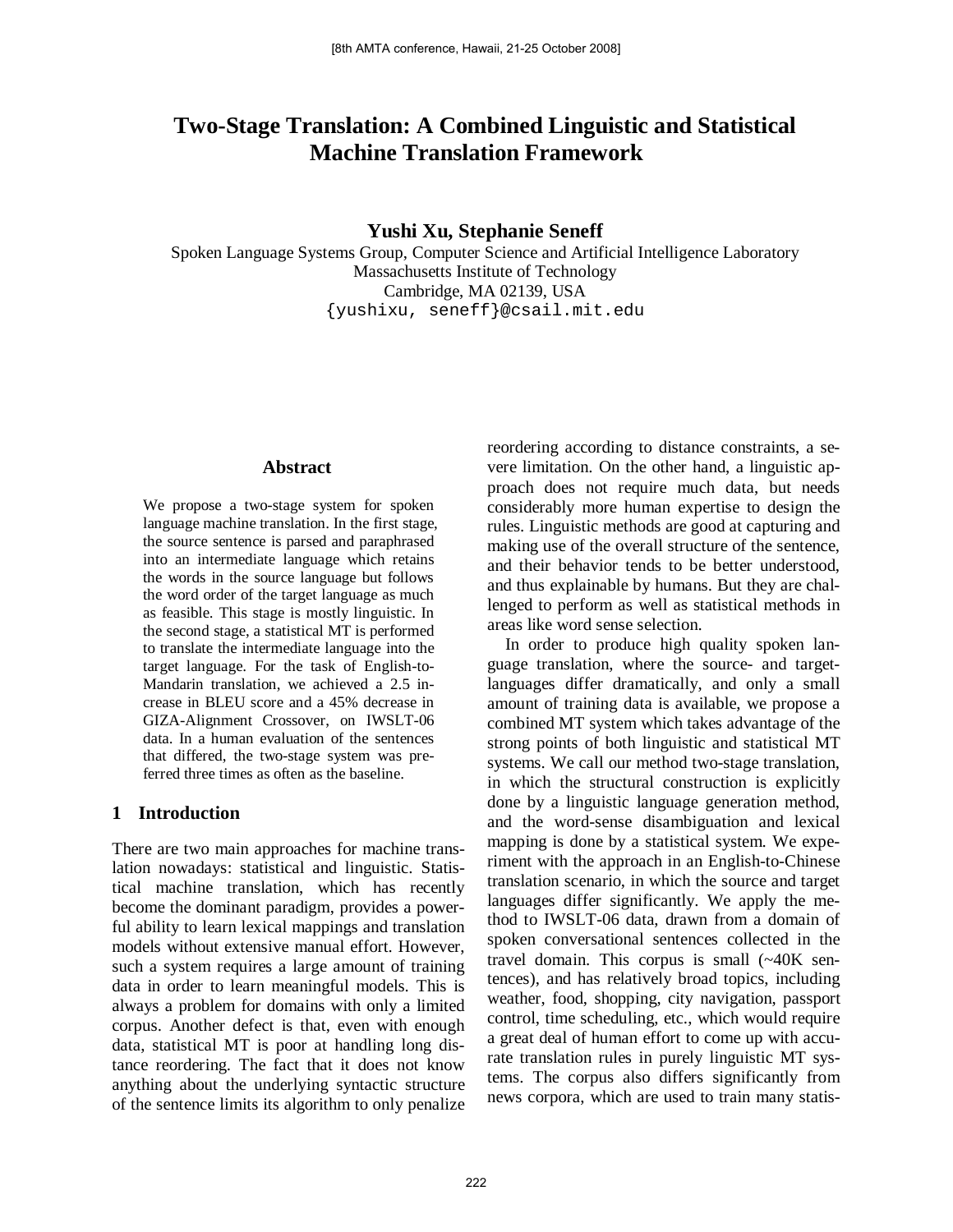# Two-Stage Translation: A Combined Linguistic and Statistical Machine Translation Framework

**Yushi Xu, Stephanie Seneff**

Spoken Language Systems Group, Computer Science and Artificial Intelligence Laboratory
Massachusetts Institute of Technology
Cambridge, MA 02139, USA
{yushixu, seneff}@csail.mit.edu

## Abstract

We propose a two-stage system for spoken language machine translation. In the first stage, the source sentence is parsed and paraphrased into an intermediate language which retains the words in the source language but follows the word order of the target language as much as feasible. This stage is mostly linguistic. In the second stage, a statistical MT is performed to translate the intermediate language into the target language. For the task of English-to-Mandarin translation, we achieved a 2.5 increase in BLEU score and a 45% decrease in GIZA-Alignment Crossover, on IWSLT-06 data. In a human evaluation of the sentences that differed, the two-stage system was preferred three times as often as the baseline.

## 1 Introduction

There are two main approaches for machine translation nowadays: statistical and linguistic. Statistical machine translation, which has recently become the dominant paradigm, provides a powerful ability to learn lexical mappings and translation models without extensive manual effort. However, such a system requires a large amount of training data in order to learn meaningful models. This is always a problem for domains with only a limited corpus. Another defect is that, even with enough data, statistical MT is poor at handling long distance reordering. The fact that it does not know anything about the underlying syntactic structure of the sentence limits its algorithm to only penalize reordering according to distance constraints, a severe limitation. On the other hand, a linguistic approach does not require much data, but needs considerably more human expertise to design the rules. Linguistic methods are good at capturing and making use of the overall structure of the sentence, and their behavior tends to be better understood, and thus explainable by humans. But they are challenged to perform as well as statistical methods in areas like word sense selection.

In order to produce high quality spoken language translation, where the source- and target-languages differ dramatically, and only a small amount of training data is available, we propose a combined MT system which takes advantage of the strong points of both linguistic and statistical MT systems. We call our method two-stage translation, in which the structural construction is explicitly done by a linguistic language generation method, and the word-sense disambiguation and lexical mapping is done by a statistical system. We experiment with the approach in an English-to-Chinese translation scenario, in which the source and target languages differ significantly. We apply the method to IWSLT-06 data, drawn from a domain of spoken conversational sentences collected in the travel domain. This corpus is small (~40K sentences), and has relatively broad topics, including weather, food, shopping, city navigation, passport control, time scheduling, etc., which would require a great deal of human effort to come up with accurate translation rules in purely linguistic MT systems. The corpus also differs significantly from news corpora, which are used to train many statis-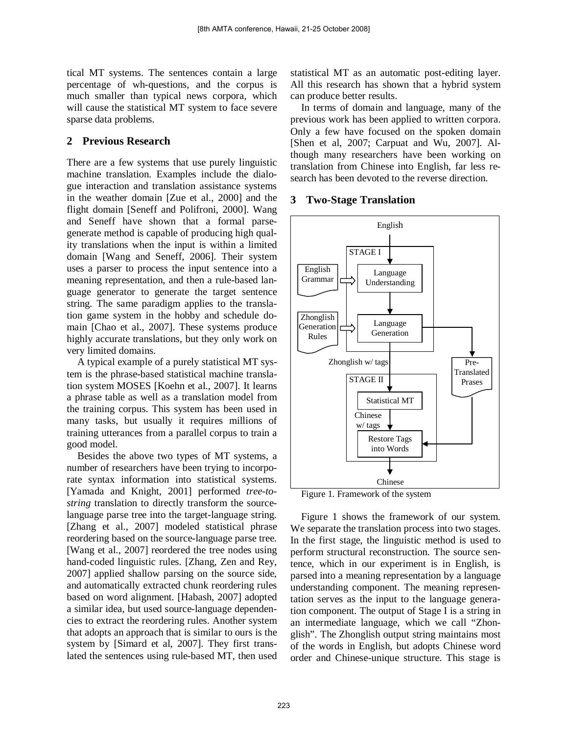tical MT systems. The sentences contain a large percentage of wh-questions, and the corpus is much smaller than typical news corpora, which will cause the statistical MT system to face severe sparse data problems.

## 2 Previous Research

There are a few systems that use purely linguistic machine translation. Examples include the dialogue interaction and translation assistance systems in the weather domain [Zue et al., 2000] and the flight domain [Seneff and Polifroni, 2000]. Wang and Seneff have shown that a formal parse-generate method is capable of producing high quality translations when the input is within a limited domain [Wang and Seneff, 2006]. Their system uses a parser to process the input sentence into a meaning representation, and then a rule-based language generator to generate the target sentence string. The same paradigm applies to the translation game system in the hobby and schedule domain [Chao et al., 2007]. These systems produce highly accurate translations, but they only work on very limited domains.

A typical example of a purely statistical MT system is the phrase-based statistical machine translation system MOSES [Koehn et al., 2007]. It learns a phrase table as well as a translation model from the training corpus. This system has been used in many tasks, but usually it requires millions of training utterances from a parallel corpus to train a good model.

Besides the above two types of MT systems, a number of researchers have been trying to incorporate syntax information into statistical systems. [Yamada and Knight, 2001] performed *tree-to-string* translation to directly transform the source-language parse tree into the target-language string. [Zhang et al., 2007] modeled statistical phrase reordering based on the source-language parse tree. [Wang et al., 2007] reordered the tree nodes using hand-coded linguistic rules. [Zhang, Zen and Rey, 2007] applied shallow parsing on the source side, and automatically extracted chunk reordering rules based on word alignment. [Habash, 2007] adopted a similar idea, but used source-language dependencies to extract the reordering rules. Another system that adopts an approach that is similar to ours is the system by [Simard et al, 2007]. They first translated the sentences using rule-based MT, then used statistical MT as an automatic post-editing layer. All this research has shown that a hybrid system can produce better results.

In terms of domain and language, many of the previous work has been applied to written corpora. Only a few have focused on the spoken domain [Shen et al, 2007; Carpuat and Wu, 2007]. Although many researchers have been working on translation from Chinese into English, far less research has been devoted to the reverse direction.

## 3 Two-Stage Translation

English → STAGE I [English Grammar ⇒ Language Understanding → Zhonglish Generation Rules ⇒ Language Generation] → Zhonglish w/ tags → STAGE II [Statistical MT → Chinese w/ tags → Restore Tags into Words] → Chinese; Language Generation → Pre-Translated Prases → Restore Tags into Words

Figure 1. Framework of the system

Figure 1 shows the framework of our system. We separate the translation process into two stages. In the first stage, the linguistic method is used to perform structural reconstruction. The source sentence, which in our experiment is in English, is parsed into a meaning representation by a language understanding component. The meaning representation serves as the input to the language generation component. The output of Stage I is a string in an intermediate language, which we call "Zhonglish". The Zhonglish output string maintains most of the words in English, but adopts Chinese word order and Chinese-unique structure. This stage is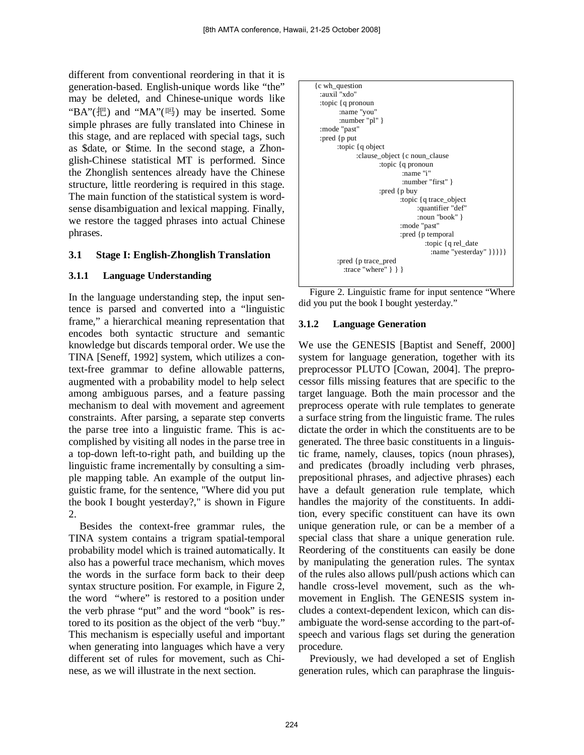different from conventional reordering in that it is generation-based. English-unique words like "the" may be deleted, and Chinese-unique words like "BA"(把) and "MA"(吗) may be inserted. Some simple phrases are fully translated into Chinese in this stage, and are replaced with special tags, such as $date, or $time. In the second stage, a Zhonglish-Chinese statistical MT is performed. Since the Zhonglish sentences already have the Chinese structure, little reordering is required in this stage. The main function of the statistical system is word-sense disambiguation and lexical mapping. Finally, we restore the tagged phrases into actual Chinese phrases.

### 3.1 Stage I: English-Zhonglish Translation

#### 3.1.1 Language Understanding

In the language understanding step, the input sentence is parsed and converted into a "linguistic frame," a hierarchical meaning representation that encodes both syntactic structure and semantic knowledge but discards temporal order. We use the TINA [Seneff, 1992] system, which utilizes a context-free grammar to define allowable patterns, augmented with a probability model to help select among ambiguous parses, and a feature passing mechanism to deal with movement and agreement constraints. After parsing, a separate step converts the parse tree into a linguistic frame. This is accomplished by visiting all nodes in the parse tree in a top-down left-to-right path, and building up the linguistic frame incrementally by consulting a simple mapping table. An example of the output linguistic frame, for the sentence, "Where did you put the book I bought yesterday?," is shown in Figure 2.

Besides the context-free grammar rules, the TINA system contains a trigram spatial-temporal probability model which is trained automatically. It also has a powerful trace mechanism, which moves the words in the surface form back to their deep syntax structure position. For example, in Figure 2, the word "where" is restored to a position under the verb phrase "put" and the word "book" is restored to its position as the object of the verb "buy." This mechanism is especially useful and important when generating into languages which have a very different set of rules for movement, such as Chinese, as we will illustrate in the next section.

```
{c wh_question
  :auxil "xdo"
  :topic {q pronoun
        :name "you"
        :number "pl" }
  :mode "past"
  :pred {p put
        :topic {q object
              :clause_object {c noun_clause
                    :topic {q pronoun
                          :name "i"
                          :number "first" }
                    :pred {p buy
                          :topic {q trace_object
                                :quantifier "def"
                                :noun "book" }
                          :mode "past"
                          :pred {p temporal
                                :topic {q rel_date
                                      :name "yesterday" }}}}}
        :pred {p trace_pred
           :trace "where" } } }
```

Figure 2. Linguistic frame for input sentence "Where did you put the book I bought yesterday."

#### 3.1.2 Language Generation

We use the GENESIS [Baptist and Seneff, 2000] system for language generation, together with its preprocessor PLUTO [Cowan, 2004]. The preprocessor fills missing features that are specific to the target language. Both the main processor and the preprocess operate with rule templates to generate a surface string from the linguistic frame. The rules dictate the order in which the constituents are to be generated. The three basic constituents in a linguistic frame, namely, clauses, topics (noun phrases), and predicates (broadly including verb phrases, prepositional phrases, and adjective phrases) each have a default generation rule template, which handles the majority of the constituents. In addition, every specific constituent can have its own unique generation rule, or can be a member of a special class that share a unique generation rule. Reordering of the constituents can easily be done by manipulating the generation rules. The syntax of the rules also allows pull/push actions which can handle cross-level movement, such as the wh-movement in English. The GENESIS system includes a context-dependent lexicon, which can disambiguate the word-sense according to the part-of-speech and various flags set during the generation procedure.

Previously, we had developed a set of English generation rules, which can paraphrase the linguis-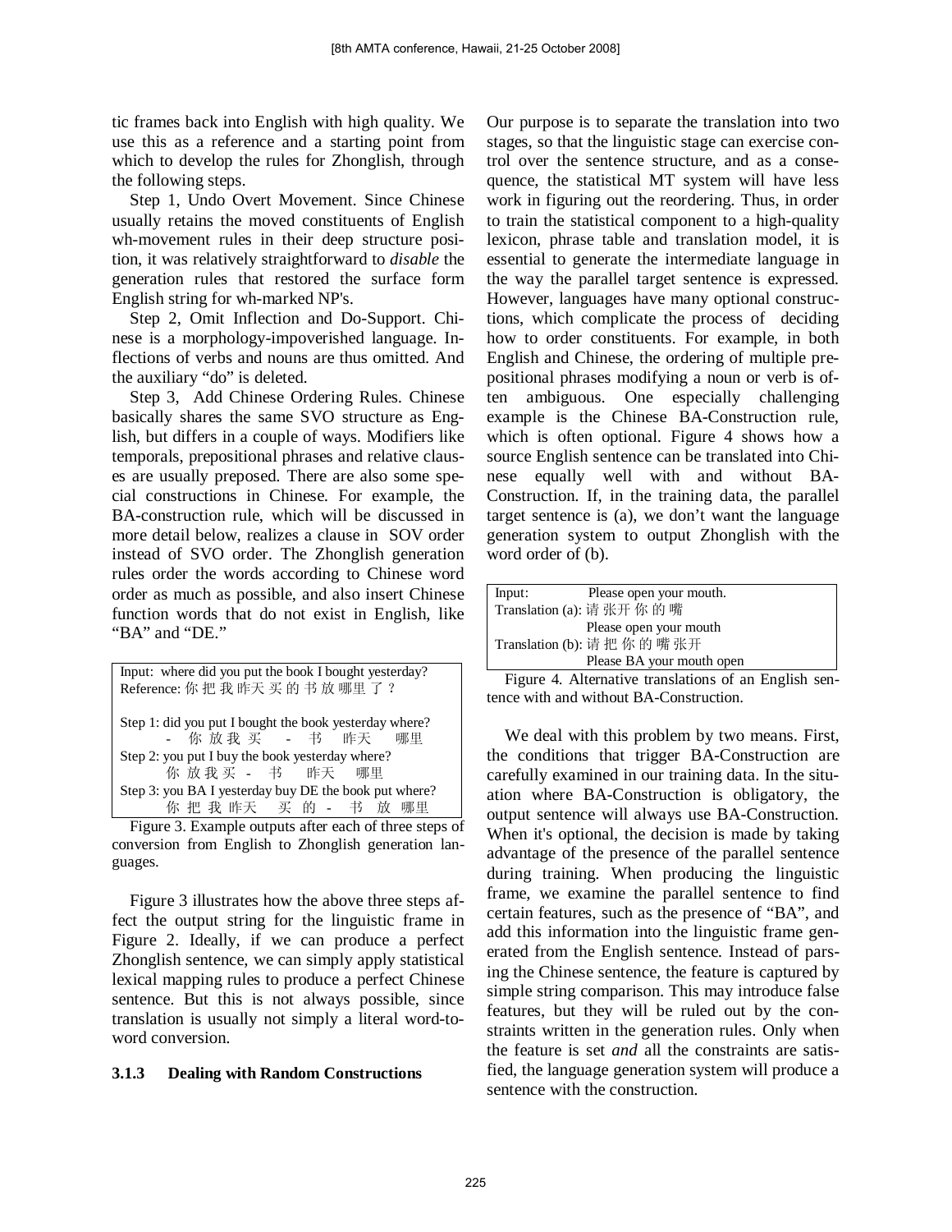tic frames back into English with high quality. We use this as a reference and a starting point from which to develop the rules for Zhonglish, through the following steps.

Step 1, Undo Overt Movement. Since Chinese usually retains the moved constituents of English wh-movement rules in their deep structure position, it was relatively straightforward to *disable* the generation rules that restored the surface form English string for wh-marked NP's.

Step 2, Omit Inflection and Do-Support. Chinese is a morphology-impoverished language. Inflections of verbs and nouns are thus omitted. And the auxiliary “do” is deleted.

Step 3, Add Chinese Ordering Rules. Chinese basically shares the same SVO structure as English, but differs in a couple of ways. Modifiers like temporals, prepositional phrases and relative clauses are usually preposed. There are also some special constructions in Chinese. For example, the BA-construction rule, which will be discussed in more detail below, realizes a clause in SOV order instead of SVO order. The Zhonglish generation rules order the words according to Chinese word order as much as possible, and also insert Chinese function words that do not exist in English, like “BA” and “DE.”

```
Input: where did you put the book I bought yesterday?
Reference: 你 把 我 昨天 买 的 书 放 哪里 了 ?

Step 1: did you put I bought the book yesterday where?
        -   你 放 我 买   -  书   昨天    哪里
Step 2: you put I buy the book yesterday where?
        你 放 我 买 -  书   昨天   哪里
Step 3: you BA I yesterday buy DE the book put where?
        你 把 我 昨天   买  的  -  书  放  哪里
```

Figure 3. Example outputs after each of three steps of conversion from English to Zhonglish generation languages.

Figure 3 illustrates how the above three steps affect the output string for the linguistic frame in Figure 2. Ideally, if we can produce a perfect Zhonglish sentence, we can simply apply statistical lexical mapping rules to produce a perfect Chinese sentence. But this is not always possible, since translation is usually not simply a literal word-to-word conversion.

### 3.1.3 Dealing with Random Constructions

Our purpose is to separate the translation into two stages, so that the linguistic stage can exercise control over the sentence structure, and as a consequence, the statistical MT system will have less work in figuring out the reordering. Thus, in order to train the statistical component to a high-quality lexicon, phrase table and translation model, it is essential to generate the intermediate language in the way the parallel target sentence is expressed. However, languages have many optional constructions, which complicate the process of deciding how to order constituents. For example, in both English and Chinese, the ordering of multiple prepositional phrases modifying a noun or verb is often ambiguous. One especially challenging example is the Chinese BA-Construction rule, which is often optional. Figure 4 shows how a source English sentence can be translated into Chinese equally well with and without BA-Construction. If, in the training data, the parallel target sentence is (a), we don't want the language generation system to output Zhonglish with the word order of (b).

```
Input:           Please open your mouth.
Translation (a): 请 张开 你 的 嘴
                 Please open your mouth
Translation (b): 请 把 你 的 嘴 张开
                 Please BA your mouth open
```

Figure 4. Alternative translations of an English sentence with and without BA-Construction.

We deal with this problem by two means. First, the conditions that trigger BA-Construction are carefully examined in our training data. In the situation where BA-Construction is obligatory, the output sentence will always use BA-Construction. When it's optional, the decision is made by taking advantage of the presence of the parallel sentence during training. When producing the linguistic frame, we examine the parallel sentence to find certain features, such as the presence of “BA”, and add this information into the linguistic frame generated from the English sentence. Instead of parsing the Chinese sentence, the feature is captured by simple string comparison. This may introduce false features, but they will be ruled out by the constraints written in the generation rules. Only when the feature is set *and* all the constraints are satisfied, the language generation system will produce a sentence with the construction.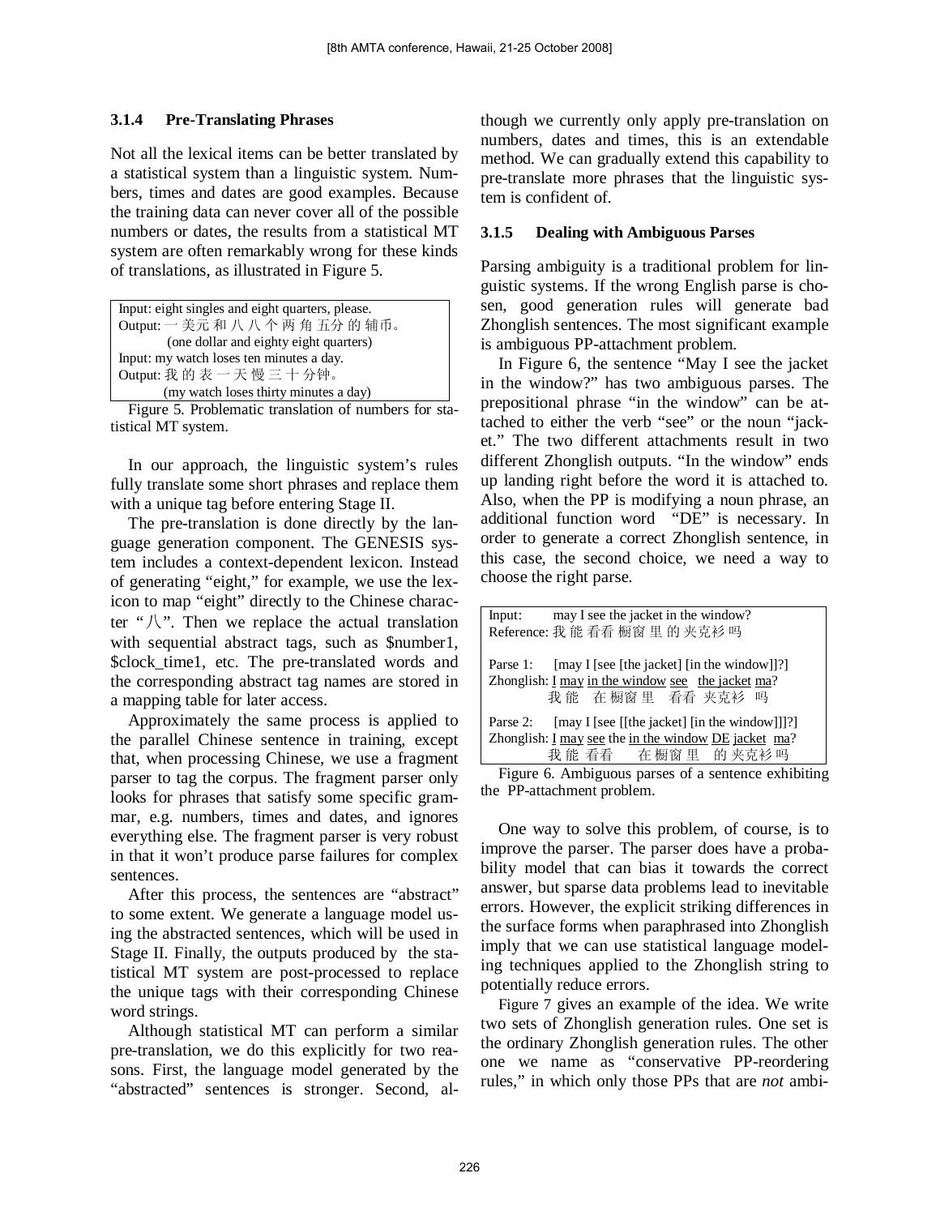### 3.1.4 Pre-Translating Phrases

Not all the lexical items can be better translated by a statistical system than a linguistic system. Numbers, times and dates are good examples. Because the training data can never cover all of the possible numbers or dates, the results from a statistical MT system are often remarkably wrong for these kinds of translations, as illustrated in Figure 5.

```
Input: eight singles and eight quarters, please.
Output: 一 美元 和 八 八 个 两 角 五分 的 辅币。
        (one dollar and eighty eight quarters)
Input: my watch loses ten minutes a day.
Output: 我 的 表 一 天 慢 三 十 分钟。
        (my watch loses thirty minutes a day)
```

Figure 5. Problematic translation of numbers for statistical MT system.

In our approach, the linguistic system's rules fully translate some short phrases and replace them with a unique tag before entering Stage II.

The pre-translation is done directly by the language generation component. The GENESIS system includes a context-dependent lexicon. Instead of generating "eight," for example, we use the lexicon to map "eight" directly to the Chinese character "八". Then we replace the actual translation with sequential abstract tags, such as $number1, $clock_time1, etc. The pre-translated words and the corresponding abstract tag names are stored in a mapping table for later access.

Approximately the same process is applied to the parallel Chinese sentence in training, except that, when processing Chinese, we use a fragment parser to tag the corpus. The fragment parser only looks for phrases that satisfy some specific grammar, e.g. numbers, times and dates, and ignores everything else. The fragment parser is very robust in that it won't produce parse failures for complex sentences.

After this process, the sentences are "abstract" to some extent. We generate a language model using the abstracted sentences, which will be used in Stage II. Finally, the outputs produced by the statistical MT system are post-processed to replace the unique tags with their corresponding Chinese word strings.

Although statistical MT can perform a similar pre-translation, we do this explicitly for two reasons. First, the language model generated by the "abstracted" sentences is stronger. Second, although we currently only apply pre-translation on numbers, dates and times, this is an extendable method. We can gradually extend this capability to pre-translate more phrases that the linguistic system is confident of.

### 3.1.5 Dealing with Ambiguous Parses

Parsing ambiguity is a traditional problem for linguistic systems. If the wrong English parse is chosen, good generation rules will generate bad Zhonglish sentences. The most significant example is ambiguous PP-attachment problem.

In Figure 6, the sentence "May I see the jacket in the window?" has two ambiguous parses. The prepositional phrase "in the window" can be attached to either the verb "see" or the noun "jacket." The two different attachments result in two different Zhonglish outputs. "In the window" ends up landing right before the word it is attached to. Also, when the PP is modifying a noun phrase, an additional function word "DE" is necessary. In order to generate a correct Zhonglish sentence, in this case, the second choice, we need a way to choose the right parse.

```
Input:      may I see the jacket in the window?
Reference: 我 能 看看 橱窗 里 的 夹克衫 吗

Parse 1:    [may I [see [the jacket] [in the window]]?]
Zhonglish: I may in the window see  the jacket ma?
           我 能   在 橱窗 里   看看 夹克衫  吗

Parse 2:    [may I [see [[the jacket] [in the window]]]?]
Zhonglish: I may see the in the window DE jacket  ma?
           我 能 看看      在 橱窗 里    的 夹克衫 吗
```

Figure 6. Ambiguous parses of a sentence exhibiting the PP-attachment problem.

One way to solve this problem, of course, is to improve the parser. The parser does have a probability model that can bias it towards the correct answer, but sparse data problems lead to inevitable errors. However, the explicit striking differences in the surface forms when paraphrased into Zhonglish imply that we can use statistical language modeling techniques applied to the Zhonglish string to potentially reduce errors.

Figure 7 gives an example of the idea. We write two sets of Zhonglish generation rules. One set is the ordinary Zhonglish generation rules. The other one we name as "conservative PP-reordering rules," in which only those PPs that are *not* ambi-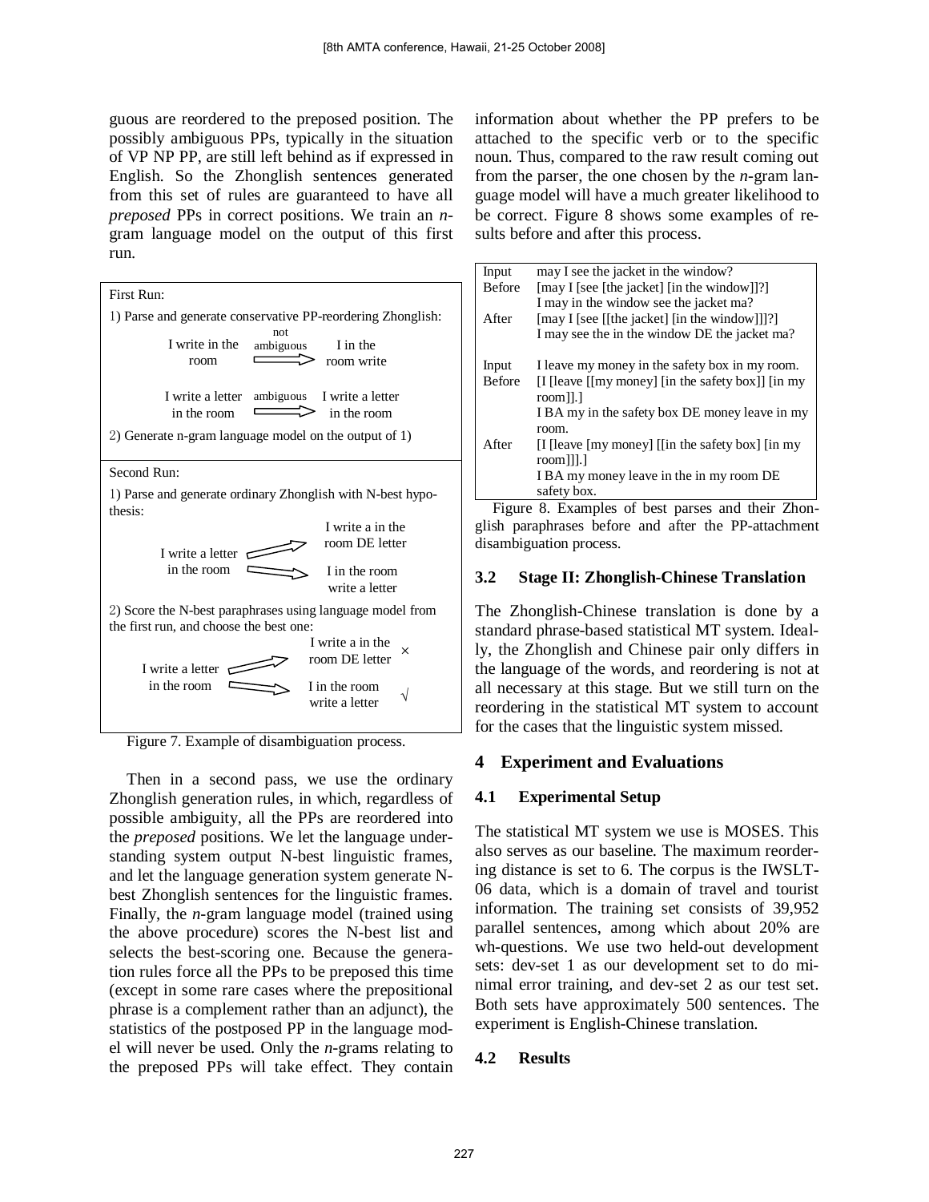guous are reordered to the preposed position. The possibly ambiguous PPs, typically in the situation of VP NP PP, are still left behind as if expressed in English. So the Zhonglish sentences generated from this set of rules are guaranteed to have all *preposed* PPs in correct positions. We train an *n*-gram language model on the output of this first run.

First Run:

1) Parse and generate conservative PP-reordering Zhonglish:

I write in the room —(not ambiguous)→ I in the room write

I write a letter in the room —(ambiguous)→ I write a letter in the room

2) Generate n-gram language model on the output of 1)

Second Run:

1) Parse and generate ordinary Zhonglish with N-best hypothesis:

I write a letter in the room → I write a in the room DE letter

I write a letter in the room → I in the room write a letter

2) Score the N-best paraphrases using language model from the first run, and choose the best one:

I write a letter in the room → I write a in the room DE letter ×

I write a letter in the room → I in the room write a letter √

Figure 7. Example of disambiguation process.

Then in a second pass, we use the ordinary Zhonglish generation rules, in which, regardless of possible ambiguity, all the PPs are reordered into the *preposed* positions. We let the language understanding system output N-best linguistic frames, and let the language generation system generate N-best Zhonglish sentences for the linguistic frames. Finally, the *n*-gram language model (trained using the above procedure) scores the N-best list and selects the best-scoring one. Because the generation rules force all the PPs to be preposed this time (except in some rare cases where the prepositional phrase is a complement rather than an adjunct), the statistics of the postposed PP in the language model will never be used. Only the *n*-grams relating to the preposed PPs will take effect. They contain information about whether the PP prefers to be attached to the specific verb or to the specific noun. Thus, compared to the raw result coming out from the parser, the one chosen by the *n*-gram language model will have a much greater likelihood to be correct. Figure 8 shows some examples of results before and after this process.

| | |
|---|---|
| Input | may I see the jacket in the window? |
| Before | [may I [see [the jacket] [in the window]]?]<br>I may in the window see the jacket ma? |
| After | [may I [see [[the jacket] [in the window]]]?]<br>I may see the in the window DE the jacket ma? |
| Input | I leave my money in the safety box in my room. |
| Before | [I [leave [[my money] [in the safety box]] [in my room]].]<br>I BA my in the safety box DE money leave in my room. |
| After | [I [leave [my money] [[in the safety box] [in my room]]].]<br>I BA my money leave in the in my room DE safety box. |

Figure 8. Examples of best parses and their Zhonglish paraphrases before and after the PP-attachment disambiguation process.

### 3.2 Stage II: Zhonglish-Chinese Translation

The Zhonglish-Chinese translation is done by a standard phrase-based statistical MT system. Ideally, the Zhonglish and Chinese pair only differs in the language of the words, and reordering is not at all necessary at this stage. But we still turn on the reordering in the statistical MT system to account for the cases that the linguistic system missed.

## 4 Experiment and Evaluations

### 4.1 Experimental Setup

The statistical MT system we use is MOSES. This also serves as our baseline. The maximum reordering distance is set to 6. The corpus is the IWSLT-06 data, which is a domain of travel and tourist information. The training set consists of 39,952 parallel sentences, among which about 20% are wh-questions. We use two held-out development sets: dev-set 1 as our development set to do minimal error training, and dev-set 2 as our test set. Both sets have approximately 500 sentences. The experiment is English-Chinese translation.

### 4.2 Results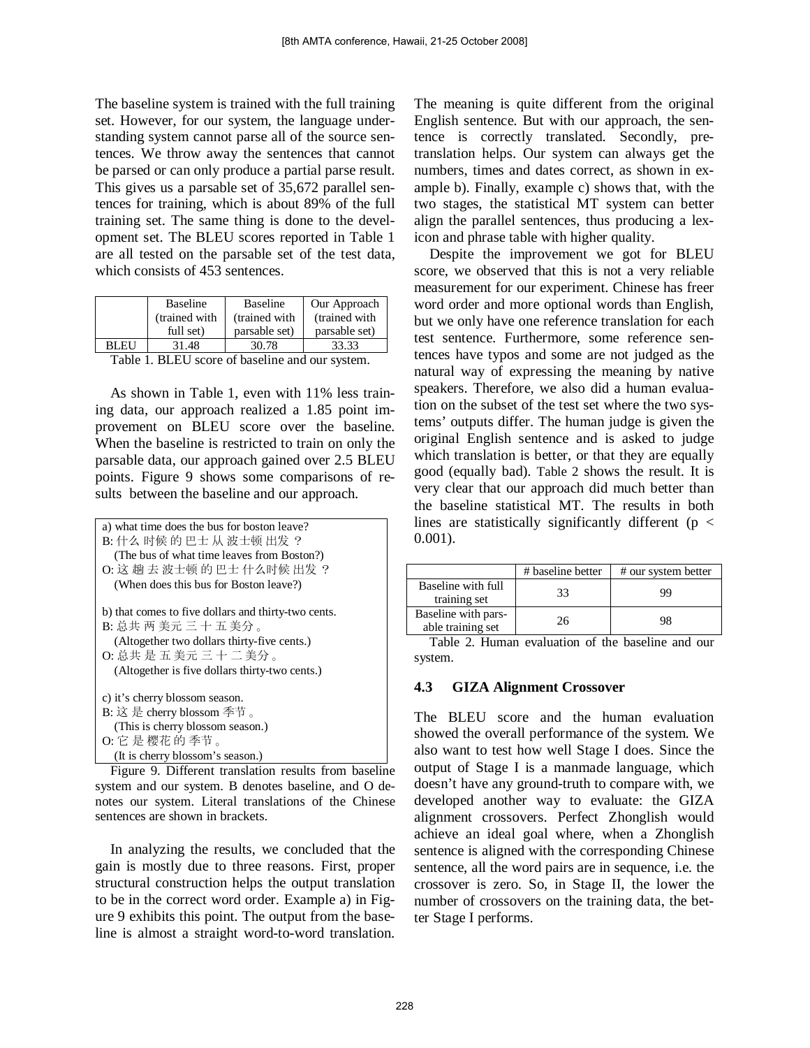The baseline system is trained with the full training set. However, for our system, the language understanding system cannot parse all of the source sentences. We throw away the sentences that cannot be parsed or can only produce a partial parse result. This gives us a parsable set of 35,672 parallel sentences for training, which is about 89% of the full training set. The same thing is done to the development set. The BLEU scores reported in Table 1 are all tested on the parsable set of the test data, which consists of 453 sentences.

| | Baseline (trained with full set) | Baseline (trained with parsable set) | Our Approach (trained with parsable set) |
|---|---|---|---|
| BLEU | 31.48 | 30.78 | 33.33 |

Table 1. BLEU score of baseline and our system.

As shown in Table 1, even with 11% less training data, our approach realized a 1.85 point improvement on BLEU score over the baseline. When the baseline is restricted to train on only the parsable data, our approach gained over 2.5 BLEU points. Figure 9 shows some comparisons of results between the baseline and our approach.

a) what time does the bus for boston leave?
B: 什么 时候 的 巴士 从 波士顿 出发 ？
(The bus of what time leaves from Boston?)
O: 这 趟 去 波士顿 的 巴士 什么时候 出发 ？
(When does this bus for Boston leave?)

b) that comes to five dollars and thirty-two cents.
B: 总共 两 美元 三 十 五 美分 。
(Altogether two dollars thirty-five cents.)
O: 总共 是 五 美元 三 十 二 美分 。
(Altogether is five dollars thirty-two cents.)

c) it's cherry blossom season.
B: 这 是 cherry blossom 季节 。
(This is cherry blossom season.)
O: 它 是 樱花 的 季节 。
(It is cherry blossom's season.)

Figure 9. Different translation results from baseline system and our system. B denotes baseline, and O denotes our system. Literal translations of the Chinese sentences are shown in brackets.

In analyzing the results, we concluded that the gain is mostly due to three reasons. First, proper structural construction helps the output translation to be in the correct word order. Example a) in Figure 9 exhibits this point. The output from the baseline is almost a straight word-to-word translation. The meaning is quite different from the original English sentence. But with our approach, the sentence is correctly translated. Secondly, pre-translation helps. Our system can always get the numbers, times and dates correct, as shown in example b). Finally, example c) shows that, with the two stages, the statistical MT system can better align the parallel sentences, thus producing a lexicon and phrase table with higher quality.

Despite the improvement we got for BLEU score, we observed that this is not a very reliable measurement for our experiment. Chinese has freer word order and more optional words than English, but we only have one reference translation for each test sentence. Furthermore, some reference sentences have typos and some are not judged as the natural way of expressing the meaning by native speakers. Therefore, we also did a human evaluation on the subset of the test set where the two systems' outputs differ. The human judge is given the original English sentence and is asked to judge which translation is better, or that they are equally good (equally bad). Table 2 shows the result. It is very clear that our approach did much better than the baseline statistical MT. The results in both lines are statistically significantly different ($p < 0.001$).

| | # baseline better | # our system better |
|---|---|---|
| Baseline with full training set | 33 | 99 |
| Baseline with parsable training set | 26 | 98 |

Table 2. Human evaluation of the baseline and our system.

### 4.3 GIZA Alignment Crossover

The BLEU score and the human evaluation showed the overall performance of the system. We also want to test how well Stage I does. Since the output of Stage I is a manmade language, which doesn't have any ground-truth to compare with, we developed another way to evaluate: the GIZA alignment crossovers. Perfect Zhonglish would achieve an ideal goal where, when a Zhonglish sentence is aligned with the corresponding Chinese sentence, all the word pairs are in sequence, i.e. the crossover is zero. So, in Stage II, the lower the number of crossovers on the training data, the better Stage I performs.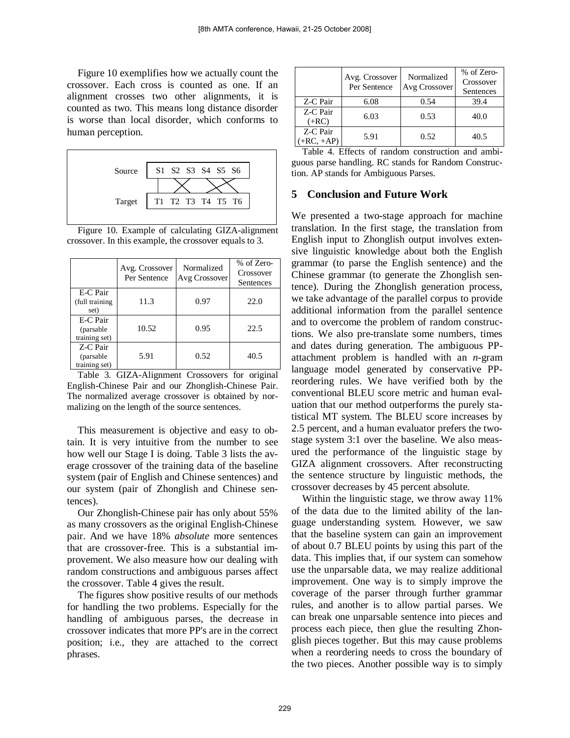Figure 10 exemplifies how we actually count the crossover. Each cross is counted as one. If an alignment crosses two other alignments, it is counted as two. This means long distance disorder is worse than local disorder, which conforms to human perception.

Figure 10. Example of calculating GIZA-alignment crossover. In this example, the crossover equals to 3.

| | Avg. Crossover Per Sentence | Normalized Avg Crossover | % of Zero-Crossover Sentences |
|---|---|---|---|
| E-C Pair (full training set) | 11.3 | 0.97 | 22.0 |
| E-C Pair (parsable training set) | 10.52 | 0.95 | 22.5 |
| Z-C Pair (parsable training set) | 5.91 | 0.52 | 40.5 |

Table 3. GIZA-Alignment Crossovers for original English-Chinese Pair and our Zhonglish-Chinese Pair. The normalized average crossover is obtained by normalizing on the length of the source sentences.

This measurement is objective and easy to obtain. It is very intuitive from the number to see how well our Stage I is doing. Table 3 lists the average crossover of the training data of the baseline system (pair of English and Chinese sentences) and our system (pair of Zhonglish and Chinese sentences).

Our Zhonglish-Chinese pair has only about 55% as many crossovers as the original English-Chinese pair. And we have 18% *absolute* more sentences that are crossover-free. This is a substantial improvement. We also measure how our dealing with random constructions and ambiguous parses affect the crossover. Table 4 gives the result.

The figures show positive results of our methods for handling the two problems. Especially for the handling of ambiguous parses, the decrease in crossover indicates that more PP's are in the correct position; i.e., they are attached to the correct phrases.

| | Avg. Crossover Per Sentence | Normalized Avg Crossover | % of Zero-Crossover Sentences |
|---|---|---|---|
| Z-C Pair | 6.08 | 0.54 | 39.4 |
| Z-C Pair (+RC) | 6.03 | 0.53 | 40.0 |
| Z-C Pair (+RC, +AP) | 5.91 | 0.52 | 40.5 |

Table 4. Effects of random construction and ambiguous parse handling. RC stands for Random Construction. AP stands for Ambiguous Parses.

## 5 Conclusion and Future Work

We presented a two-stage approach for machine translation. In the first stage, the translation from English input to Zhonglish output involves extensive linguistic knowledge about both the English grammar (to parse the English sentence) and the Chinese grammar (to generate the Zhonglish sentence). During the Zhonglish generation process, we take advantage of the parallel corpus to provide additional information from the parallel sentence and to overcome the problem of random constructions. We also pre-translate some numbers, times and dates during generation. The ambiguous PP-attachment problem is handled with an *n*-gram language model generated by conservative PP-reordering rules. We have verified both by the conventional BLEU score metric and human evaluation that our method outperforms the purely statistical MT system. The BLEU score increases by 2.5 percent, and a human evaluator prefers the two-stage system 3:1 over the baseline. We also measured the performance of the linguistic stage by GIZA alignment crossovers. After reconstructing the sentence structure by linguistic methods, the crossover decreases by 45 percent absolute.

Within the linguistic stage, we throw away 11% of the data due to the limited ability of the language understanding system. However, we saw that the baseline system can gain an improvement of about 0.7 BLEU points by using this part of the data. This implies that, if our system can somehow use the unparsable data, we may realize additional improvement. One way is to simply improve the coverage of the parser through further grammar rules, and another is to allow partial parses. We can break one unparsable sentence into pieces and process each piece, then glue the resulting Zhonglish pieces together. But this may cause problems when a reordering needs to cross the boundary of the two pieces. Another possible way is to simply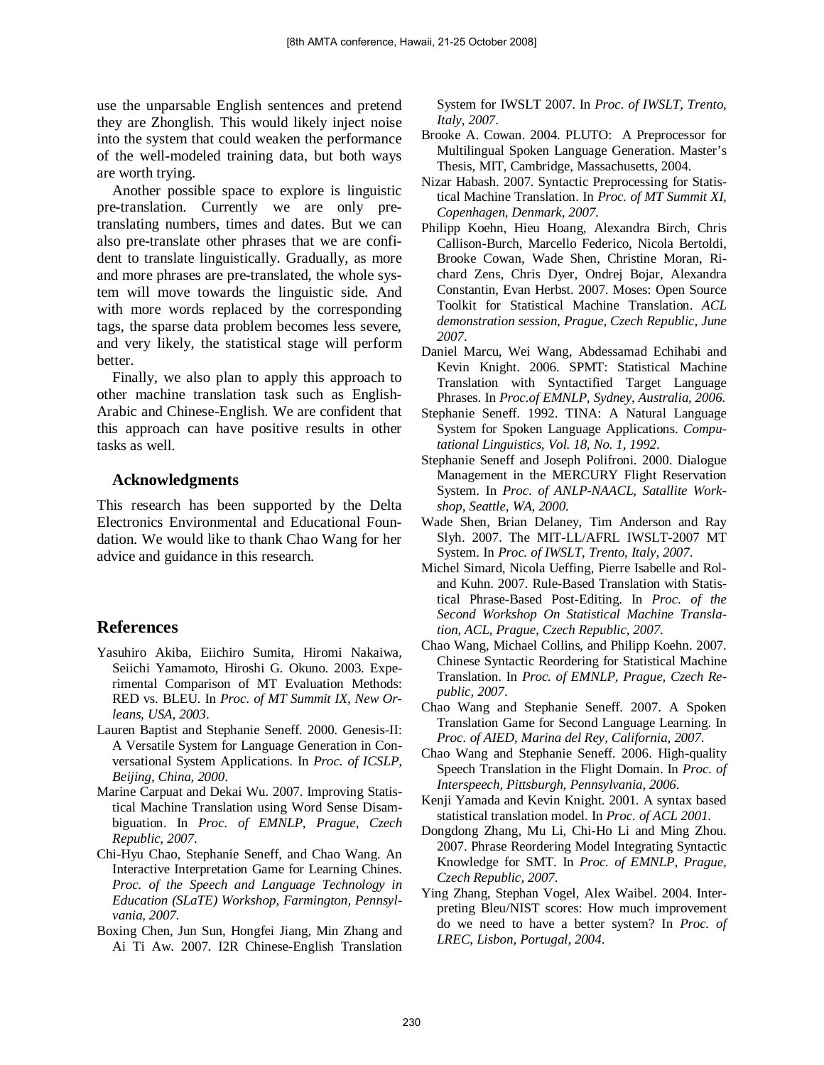use the unparsable English sentences and pretend they are Zhonglish. This would likely inject noise into the system that could weaken the performance of the well-modeled training data, but both ways are worth trying.

Another possible space to explore is linguistic pre-translation. Currently we are only pre-translating numbers, times and dates. But we can also pre-translate other phrases that we are confident to translate linguistically. Gradually, as more and more phrases are pre-translated, the whole system will move towards the linguistic side. And with more words replaced by the corresponding tags, the sparse data problem becomes less severe, and very likely, the statistical stage will perform better.

Finally, we also plan to apply this approach to other machine translation task such as English-Arabic and Chinese-English. We are confident that this approach can have positive results in other tasks as well.

### Acknowledgments

This research has been supported by the Delta Electronics Environmental and Educational Foundation. We would like to thank Chao Wang for her advice and guidance in this research.

## References

Yasuhiro Akiba, Eiichiro Sumita, Hiromi Nakaiwa, Seiichi Yamamoto, Hiroshi G. Okuno. 2003. Experimental Comparison of MT Evaluation Methods: RED vs. BLEU. In *Proc. of MT Summit IX, New Orleans, USA, 2003*.

Lauren Baptist and Stephanie Seneff. 2000. Genesis-II: A Versatile System for Language Generation in Conversational System Applications. In *Proc. of ICSLP, Beijing, China, 2000*.

Marine Carpuat and Dekai Wu. 2007. Improving Statistical Machine Translation using Word Sense Disambiguation. In *Proc. of EMNLP, Prague, Czech Republic, 2007*.

Chi-Hyu Chao, Stephanie Seneff, and Chao Wang. An Interactive Interpretation Game for Learning Chines. *Proc. of the Speech and Language Technology in Education (SLaTE) Workshop, Farmington, Pennsylvania, 2007.*

Boxing Chen, Jun Sun, Hongfei Jiang, Min Zhang and Ai Ti Aw. 2007. I2R Chinese-English Translation System for IWSLT 2007. In *Proc. of IWSLT, Trento, Italy, 2007*.

Brooke A. Cowan. 2004. PLUTO: A Preprocessor for Multilingual Spoken Language Generation. Master's Thesis, MIT, Cambridge, Massachusetts, 2004.

Nizar Habash. 2007. Syntactic Preprocessing for Statistical Machine Translation. In *Proc. of MT Summit XI, Copenhagen, Denmark, 2007.*

Philipp Koehn, Hieu Hoang, Alexandra Birch, Chris Callison-Burch, Marcello Federico, Nicola Bertoldi, Brooke Cowan, Wade Shen, Christine Moran, Richard Zens, Chris Dyer, Ondrej Bojar, Alexandra Constantin, Evan Herbst. 2007. Moses: Open Source Toolkit for Statistical Machine Translation. *ACL demonstration session, Prague, Czech Republic, June 2007*.

Daniel Marcu, Wei Wang, Abdessamad Echihabi and Kevin Knight. 2006. SPMT: Statistical Machine Translation with Syntactified Target Language Phrases. In *Proc.of EMNLP, Sydney, Australia, 2006.*

Stephanie Seneff. 1992. TINA: A Natural Language System for Spoken Language Applications. *Computational Linguistics, Vol. 18, No. 1, 1992*.

Stephanie Seneff and Joseph Polifroni. 2000. Dialogue Management in the MERCURY Flight Reservation System. In *Proc. of ANLP-NAACL, Satallite Workshop, Seattle, WA, 2000.*

Wade Shen, Brian Delaney, Tim Anderson and Ray Slyh. 2007. The MIT-LL/AFRL IWSLT-2007 MT System. In *Proc. of IWSLT, Trento, Italy, 2007.*

Michel Simard, Nicola Ueffing, Pierre Isabelle and Roland Kuhn. 2007. Rule-Based Translation with Statistical Phrase-Based Post-Editing. In *Proc. of the Second Workshop On Statistical Machine Translation, ACL, Prague, Czech Republic, 2007.*

Chao Wang, Michael Collins, and Philipp Koehn. 2007. Chinese Syntactic Reordering for Statistical Machine Translation. In *Proc. of EMNLP, Prague, Czech Republic, 2007*.

Chao Wang and Stephanie Seneff. 2007. A Spoken Translation Game for Second Language Learning. In *Proc. of AIED, Marina del Rey, California, 2007.*

Chao Wang and Stephanie Seneff. 2006. High-quality Speech Translation in the Flight Domain. In *Proc. of Interspeech, Pittsburgh, Pennsylvania, 2006*.

Kenji Yamada and Kevin Knight. 2001. A syntax based statistical translation model. In *Proc. of ACL 2001.*

Dongdong Zhang, Mu Li, Chi-Ho Li and Ming Zhou. 2007. Phrase Reordering Model Integrating Syntactic Knowledge for SMT. In *Proc. of EMNLP, Prague, Czech Republic, 2007*.

Ying Zhang, Stephan Vogel, Alex Waibel. 2004. Interpreting Bleu/NIST scores: How much improvement do we need to have a better system? In *Proc. of LREC, Lisbon, Portugal, 2004*.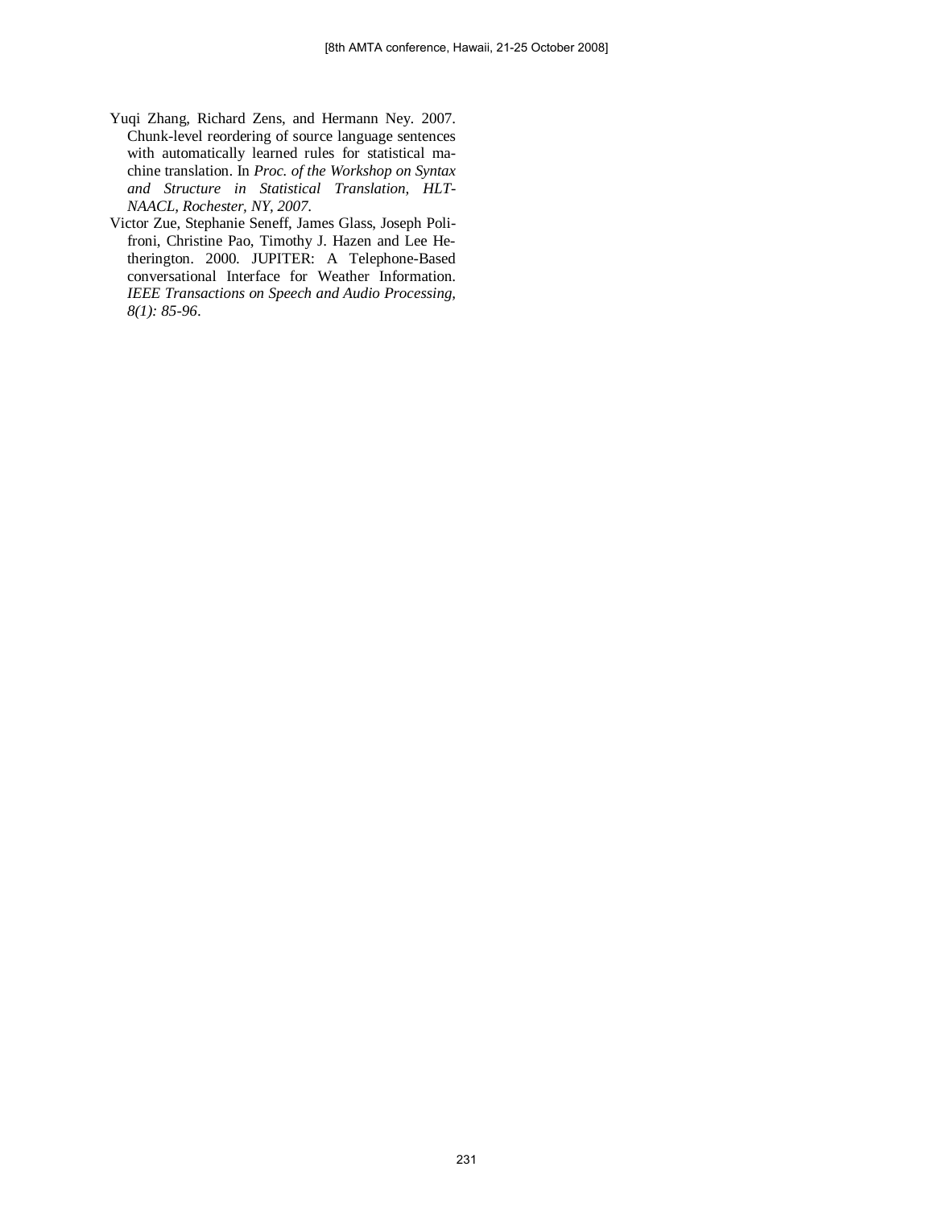Yuqi Zhang, Richard Zens, and Hermann Ney. 2007. Chunk-level reordering of source language sentences with automatically learned rules for statistical machine translation. In *Proc. of the Workshop on Syntax and Structure in Statistical Translation, HLT-NAACL, Rochester, NY, 2007.*

Victor Zue, Stephanie Seneff, James Glass, Joseph Polifroni, Christine Pao, Timothy J. Hazen and Lee Hetherington. 2000. JUPITER: A Telephone-Based conversational Interface for Weather Information. *IEEE Transactions on Speech and Audio Processing, 8(1): 85-96*.